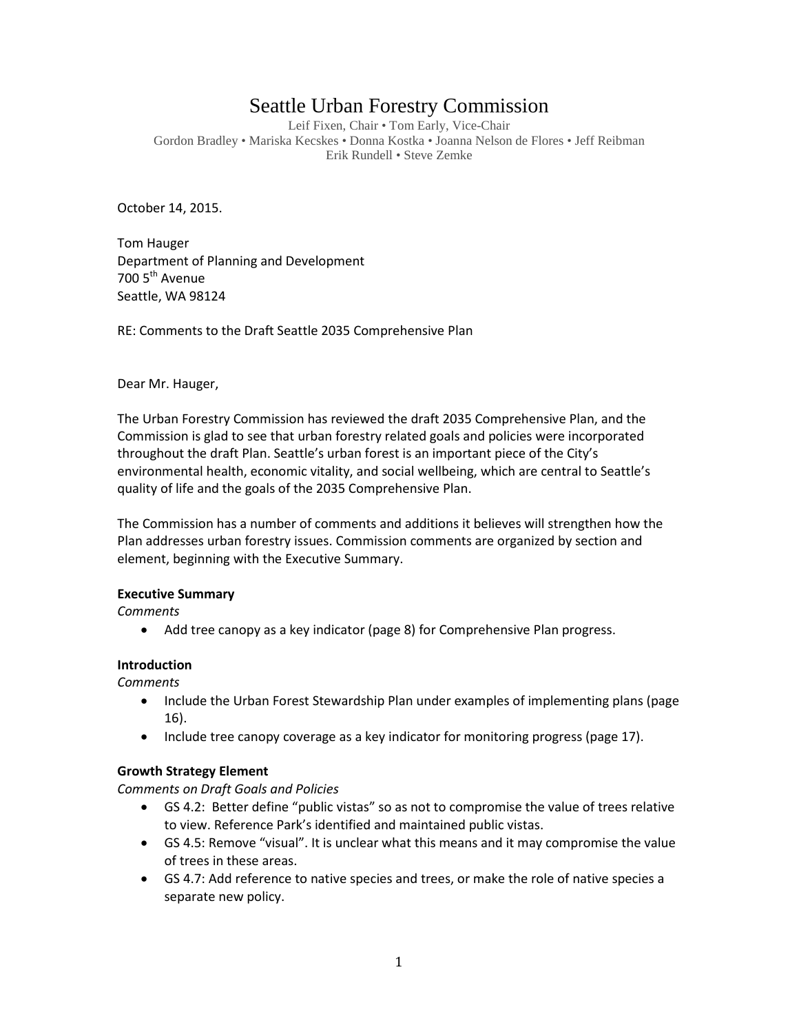# Seattle Urban Forestry Commission

Leif Fixen, Chair • Tom Early, Vice-Chair
Gordon Bradley • Mariska Kecskes • Donna Kostka • Joanna Nelson de Flores • Jeff Reibman
Erik Rundell • Steve Zemke

October 14, 2015.

Tom Hauger
Department of Planning and Development
700 5th Avenue
Seattle, WA 98124

RE: Comments to the Draft Seattle 2035 Comprehensive Plan

Dear Mr. Hauger,

The Urban Forestry Commission has reviewed the draft 2035 Comprehensive Plan, and the Commission is glad to see that urban forestry related goals and policies were incorporated throughout the draft Plan. Seattle's urban forest is an important piece of the City's environmental health, economic vitality, and social wellbeing, which are central to Seattle's quality of life and the goals of the 2035 Comprehensive Plan.

The Commission has a number of comments and additions it believes will strengthen how the Plan addresses urban forestry issues. Commission comments are organized by section and element, beginning with the Executive Summary.

**Executive Summary**

*Comments*

- Add tree canopy as a key indicator (page 8) for Comprehensive Plan progress.

**Introduction**

*Comments*

- Include the Urban Forest Stewardship Plan under examples of implementing plans (page 16).
- Include tree canopy coverage as a key indicator for monitoring progress (page 17).

**Growth Strategy Element**

*Comments on Draft Goals and Policies*

- GS 4.2: Better define "public vistas" so as not to compromise the value of trees relative to view. Reference Park's identified and maintained public vistas.
- GS 4.5: Remove "visual". It is unclear what this means and it may compromise the value of trees in these areas.
- GS 4.7: Add reference to native species and trees, or make the role of native species a separate new policy.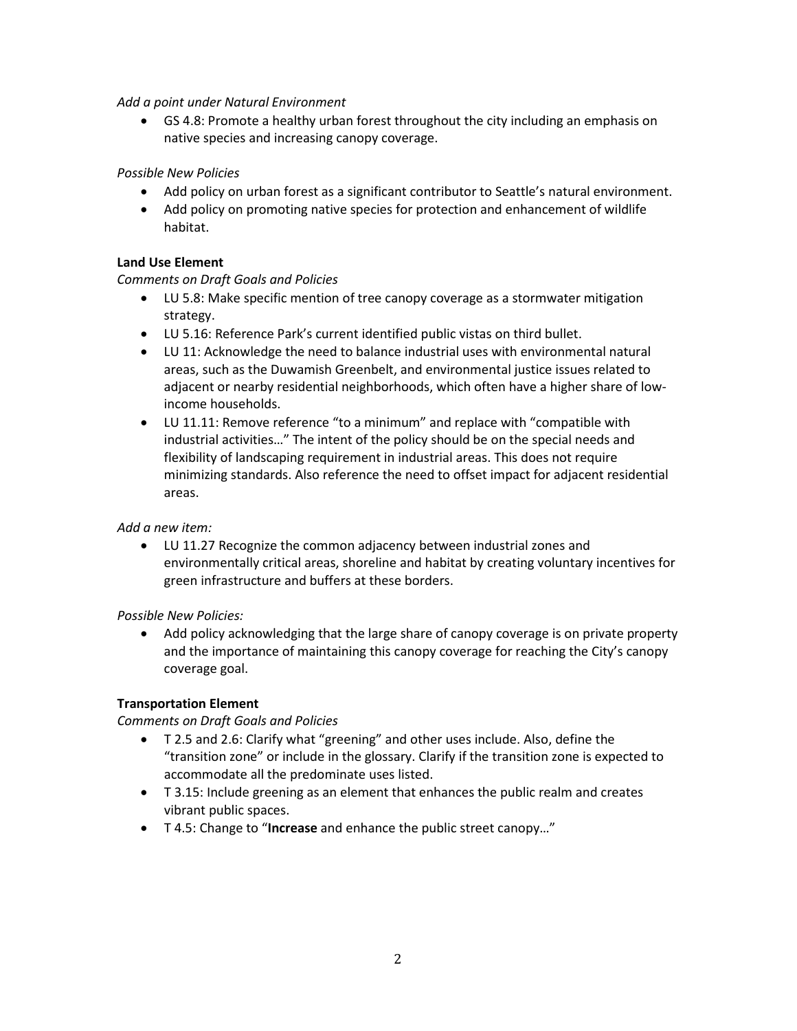*Add a point under Natural Environment*

- GS 4.8: Promote a healthy urban forest throughout the city including an emphasis on native species and increasing canopy coverage.

*Possible New Policies*

- Add policy on urban forest as a significant contributor to Seattle's natural environment.
- Add policy on promoting native species for protection and enhancement of wildlife habitat.

**Land Use Element**

*Comments on Draft Goals and Policies*

- LU 5.8: Make specific mention of tree canopy coverage as a stormwater mitigation strategy.
- LU 5.16: Reference Park's current identified public vistas on third bullet.
- LU 11: Acknowledge the need to balance industrial uses with environmental natural areas, such as the Duwamish Greenbelt, and environmental justice issues related to adjacent or nearby residential neighborhoods, which often have a higher share of low-income households.
- LU 11.11: Remove reference "to a minimum" and replace with "compatible with industrial activities…" The intent of the policy should be on the special needs and flexibility of landscaping requirement in industrial areas. This does not require minimizing standards. Also reference the need to offset impact for adjacent residential areas.

*Add a new item:*

- LU 11.27 Recognize the common adjacency between industrial zones and environmentally critical areas, shoreline and habitat by creating voluntary incentives for green infrastructure and buffers at these borders.

*Possible New Policies:*

- Add policy acknowledging that the large share of canopy coverage is on private property and the importance of maintaining this canopy coverage for reaching the City's canopy coverage goal.

**Transportation Element**

*Comments on Draft Goals and Policies*

- T 2.5 and 2.6: Clarify what "greening" and other uses include. Also, define the "transition zone" or include in the glossary. Clarify if the transition zone is expected to accommodate all the predominate uses listed.
- T 3.15: Include greening as an element that enhances the public realm and creates vibrant public spaces.
- T 4.5: Change to "**Increase** and enhance the public street canopy…"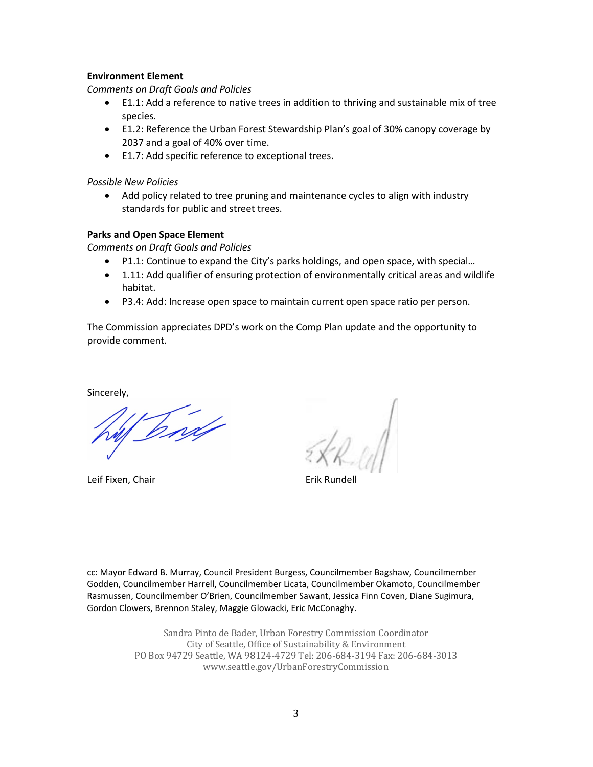**Environment Element**

*Comments on Draft Goals and Policies*

- E1.1: Add a reference to native trees in addition to thriving and sustainable mix of tree species.
- E1.2: Reference the Urban Forest Stewardship Plan's goal of 30% canopy coverage by 2037 and a goal of 40% over time.
- E1.7: Add specific reference to exceptional trees.

*Possible New Policies*

- Add policy related to tree pruning and maintenance cycles to align with industry standards for public and street trees.

**Parks and Open Space Element**

*Comments on Draft Goals and Policies*

- P1.1: Continue to expand the City's parks holdings, and open space, with special…
- 1.11: Add qualifier of ensuring protection of environmentally critical areas and wildlife habitat.
- P3.4: Add: Increase open space to maintain current open space ratio per person.

The Commission appreciates DPD's work on the Comp Plan update and the opportunity to provide comment.

Sincerely,

Leif Fixen, Chair

Erik Rundell

cc: Mayor Edward B. Murray, Council President Burgess, Councilmember Bagshaw, Councilmember Godden, Councilmember Harrell, Councilmember Licata, Councilmember Okamoto, Councilmember Rasmussen, Councilmember O'Brien, Councilmember Sawant, Jessica Finn Coven, Diane Sugimura, Gordon Clowers, Brennon Staley, Maggie Glowacki, Eric McConaghy.

Sandra Pinto de Bader, Urban Forestry Commission Coordinator
City of Seattle, Office of Sustainability & Environment
PO Box 94729 Seattle, WA 98124-4729 Tel: 206-684-3194 Fax: 206-684-3013
www.seattle.gov/UrbanForestryCommission